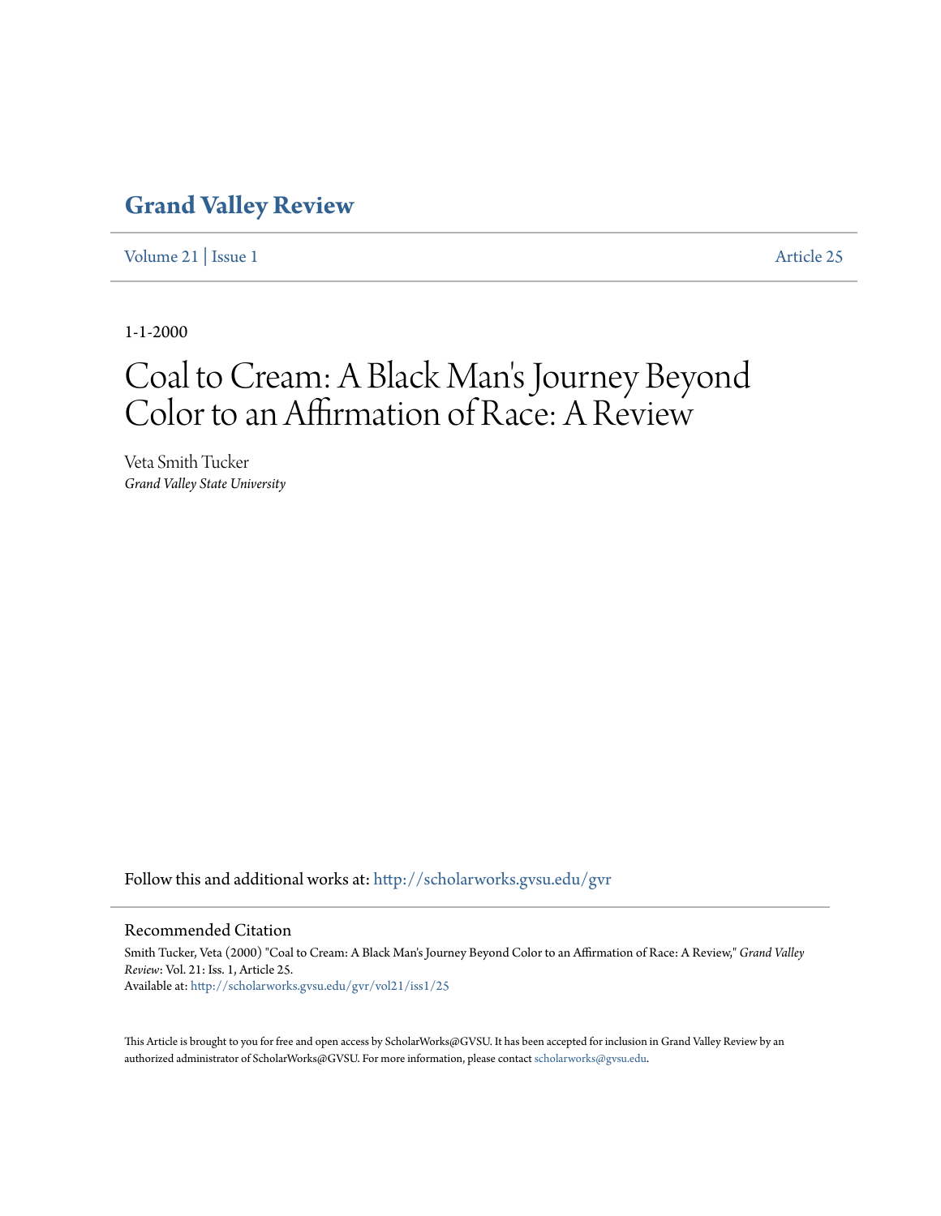# Grand Valley Review

Volume 21 | Issue 1 Article 25

1-1-2000

# Coal to Cream: A Black Man's Journey Beyond Color to an Affirmation of Race: A Review

Veta Smith Tucker
*Grand Valley State University*

Follow this and additional works at: http://scholarworks.gvsu.edu/gvr

## Recommended Citation

Smith Tucker, Veta (2000) "Coal to Cream: A Black Man's Journey Beyond Color to an Affirmation of Race: A Review," *Grand Valley Review*: Vol. 21: Iss. 1, Article 25.
Available at: http://scholarworks.gvsu.edu/gvr/vol21/iss1/25

This Article is brought to you for free and open access by ScholarWorks@GVSU. It has been accepted for inclusion in Grand Valley Review by an authorized administrator of ScholarWorks@GVSU. For more information, please contact scholarworks@gvsu.edu.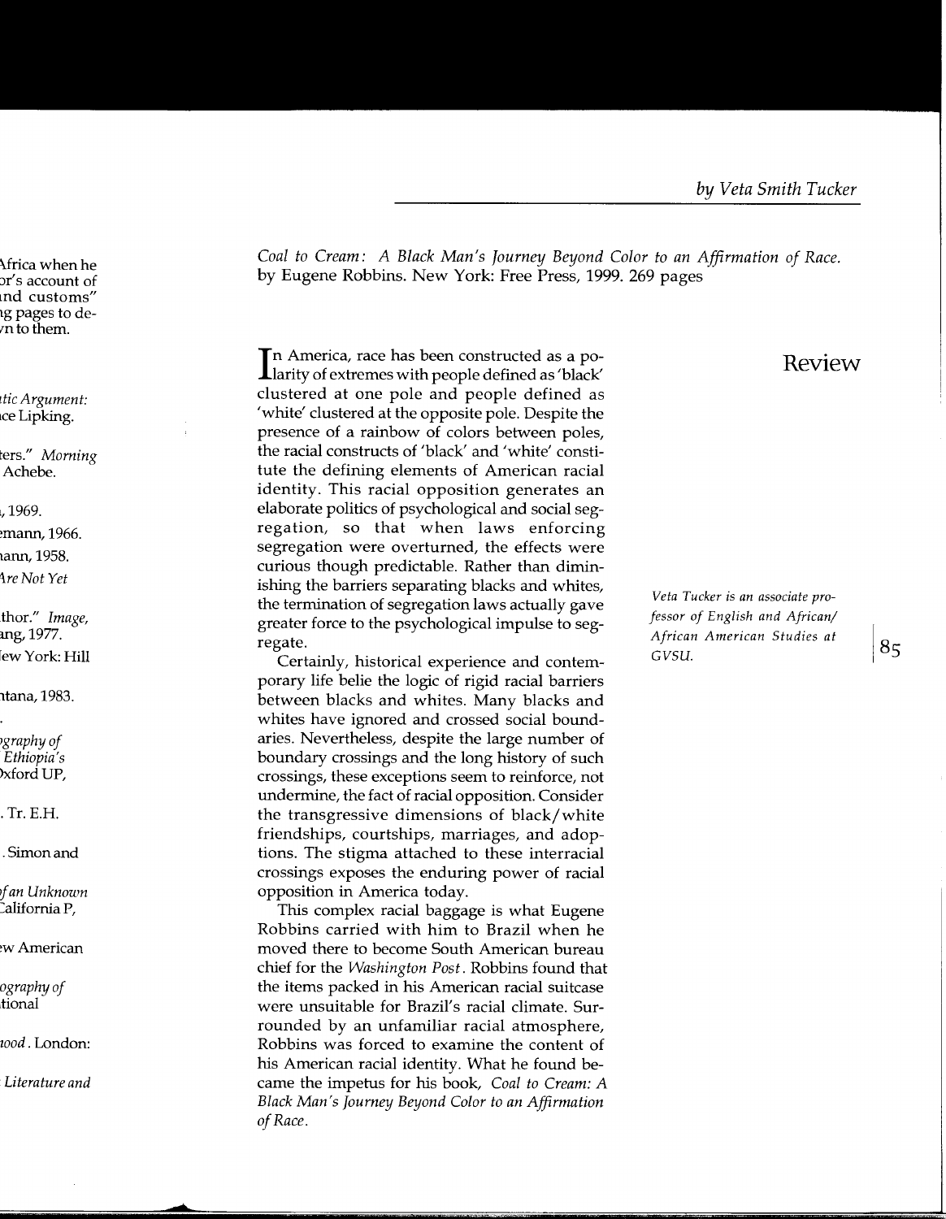by Veta Smith Tucker

# Review

*Coal to Cream: A Black Man's Journey Beyond Color to an Affirmation of Race.* by Eugene Robbins. New York: Free Press, 1999. 269 pages

In America, race has been constructed as a polarity of extremes with people defined as 'black' clustered at one pole and people defined as 'white' clustered at the opposite pole. Despite the presence of a rainbow of colors between poles, the racial constructs of 'black' and 'white' constitute the defining elements of American racial identity. This racial opposition generates an elaborate politics of psychological and social segregation, so that when laws enforcing segregation were overturned, the effects were curious though predictable. Rather than diminishing the barriers separating blacks and whites, the termination of segregation laws actually gave greater force to the psychological impulse to segregate.

Certainly, historical experience and contemporary life belie the logic of rigid racial barriers between blacks and whites. Many blacks and whites have ignored and crossed social boundaries. Nevertheless, despite the large number of boundary crossings and the long history of such crossings, these exceptions seem to reinforce, not undermine, the fact of racial opposition. Consider the transgressive dimensions of black/white friendships, courtships, marriages, and adoptions. The stigma attached to these interracial crossings exposes the enduring power of racial opposition in America today.

This complex racial baggage is what Eugene Robbins carried with him to Brazil when he moved there to become South American bureau chief for the *Washington Post*. Robbins found that the items packed in his American racial suitcase were unsuitable for Brazil's racial climate. Surrounded by an unfamiliar racial atmosphere, Robbins was forced to examine the content of his American racial identity. What he found became the impetus for his book, *Coal to Cream: A Black Man's Journey Beyond Color to an Affirmation of Race*.

*Veta Tucker is an associate professor of English and African/African American Studies at GVSU.*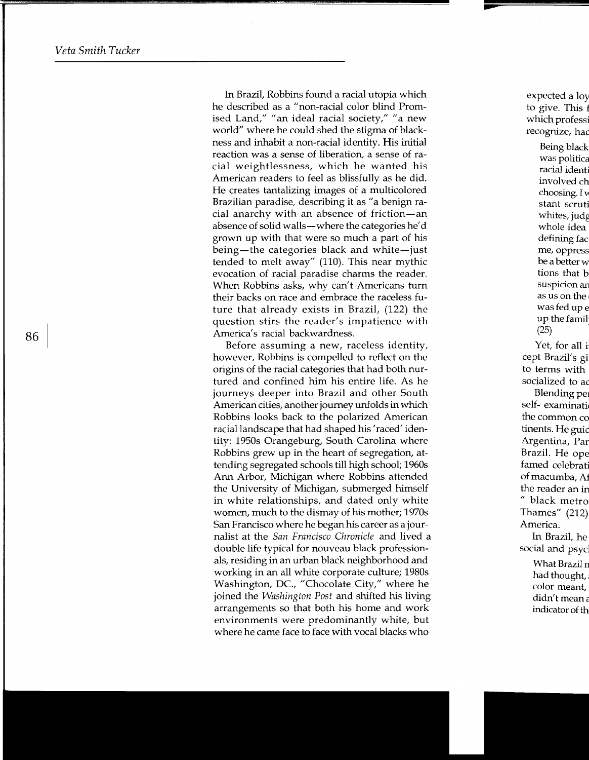In Brazil, Robbins found a racial utopia which he described as a "non-racial color blind Promised Land," "an ideal racial society," "a new world" where he could shed the stigma of blackness and inhabit a non-racial identity. His initial reaction was a sense of liberation, a sense of racial weightlessness, which he wanted his American readers to feel as blissfully as he did. He creates tantalizing images of a multicolored Brazilian paradise, describing it as "a benign racial anarchy with an absence of friction—an absence of solid walls—where the categories he'd grown up with that were so much a part of his being—the categories black and white—just tended to melt away" (110). This near mythic evocation of racial paradise charms the reader. When Robbins asks, why can't Americans turn their backs on race and embrace the raceless future that already exists in Brazil, (122) the question stirs the reader's impatience with America's racial backwardness.

Before assuming a new, raceless identity, however, Robbins is compelled to reflect on the origins of the racial categories that had both nurtured and confined him his entire life. As he journeys deeper into Brazil and other South American cities, another journey unfolds in which Robbins looks back to the polarized American racial landscape that had shaped his 'raced' identity: 1950s Orangeburg, South Carolina where Robbins grew up in the heart of segregation, attending segregated schools till high school; 1960s Ann Arbor, Michigan where Robbins attended the University of Michigan, submerged himself in white relationships, and dated only white women, much to the dismay of his mother; 1970s San Francisco where he began his career as a journalist at the *San Francisco Chronicle* and lived a double life typical for nouveau black professionals, residing in an urban black neighborhood and working in an all white corporate culture; 1980s Washington, DC., "Chocolate City," where he joined the *Washington Post* and shifted his living arrangements so that both his home and work environments were predominantly white, but where he came face to face with vocal blacks who

expected a loy
to give. This f
which professi
recognize, had

> Being black
> was politica
> racial identi
> involved ch
> choosing. I w
> stant scruti
> whites, judg
> whole idea
> defining fac
> me, oppress
> be a better w
> tions that b
> suspicion an
> as us on the
> was fed up e
> up the famil
> (25)

Yet, for all i
cept Brazil's gi
to terms with
socialized to ac

Blending per
self- examinati
the common co
tinents. He guid
Argentina, Par
Brazil. He ope
famed celebrati
of macumba, Af
the reader an in
" black metro
Thames" (212)
America.

In Brazil, he
social and psych

> What Brazil m
> had thought,
> color meant,
> didn't mean a
> indicator of th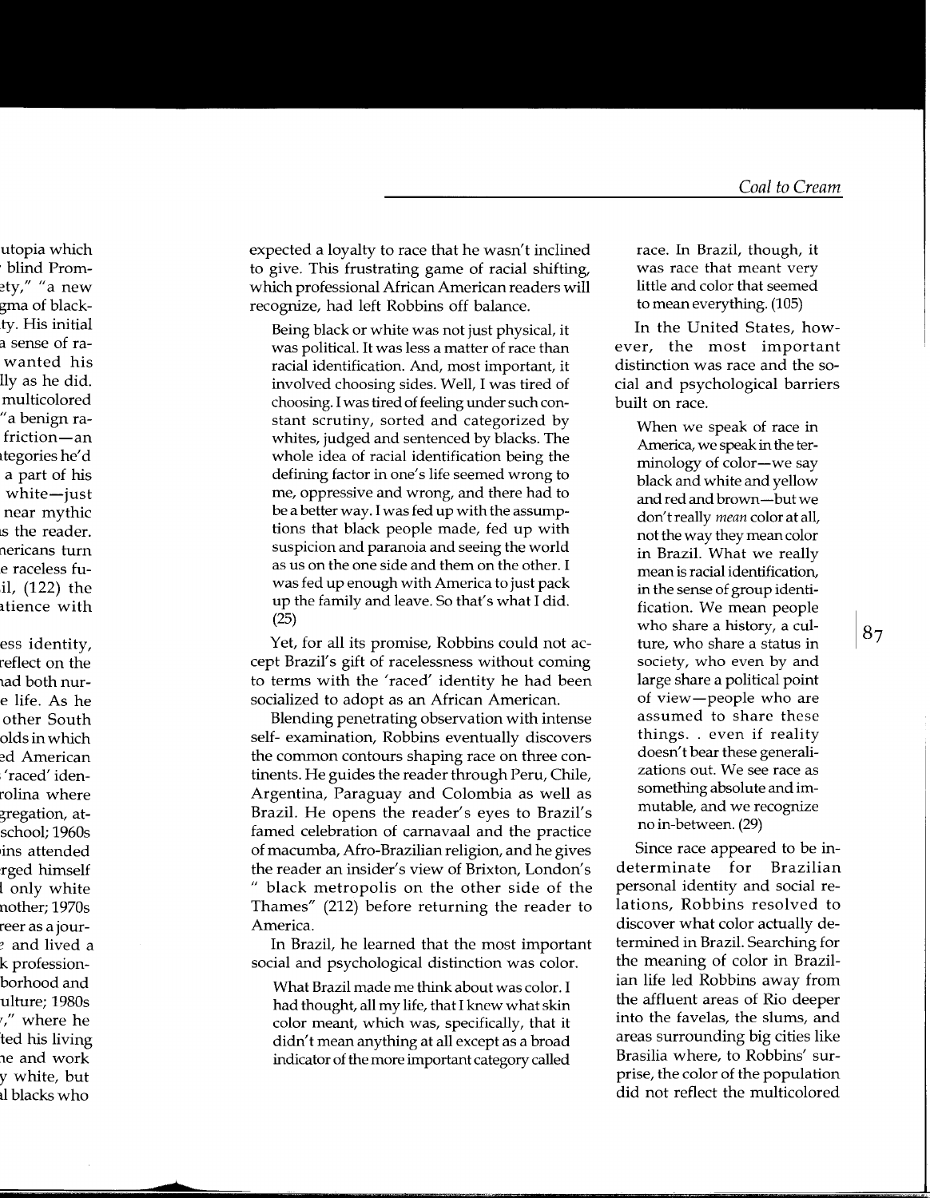expected a loyalty to race that he wasn't inclined to give. This frustrating game of racial shifting, which professional African American readers will recognize, had left Robbins off balance.

> Being black or white was not just physical, it was political. It was less a matter of race than racial identification. And, most important, it involved choosing sides. Well, I was tired of choosing. I was tired of feeling under such constant scrutiny, sorted and categorized by whites, judged and sentenced by blacks. The whole idea of racial identification being the defining factor in one's life seemed wrong to me, oppressive and wrong, and there had to be a better way. I was fed up with the assumptions that black people made, fed up with suspicion and paranoia and seeing the world as us on the one side and them on the other. I was fed up enough with America to just pack up the family and leave. So that's what I did. (25)

Yet, for all its promise, Robbins could not accept Brazil's gift of racelessness without coming to terms with the 'raced' identity he had been socialized to adopt as an African American.

Blending penetrating observation with intense self- examination, Robbins eventually discovers the common contours shaping race on three continents. He guides the reader through Peru, Chile, Argentina, Paraguay and Colombia as well as Brazil. He opens the reader's eyes to Brazil's famed celebration of carnavaal and the practice of macumba, Afro-Brazilian religion, and he gives the reader an insider's view of Brixton, London's " black metropolis on the other side of the Thames" (212) before returning the reader to America.

In Brazil, he learned that the most important social and psychological distinction was color.

> What Brazil made me think about was color. I had thought, all my life, that I knew what skin color meant, which was, specifically, that it didn't mean anything at all except as a broad indicator of the more important category called race. In Brazil, though, it was race that meant very little and color that seemed to mean everything. (105)

In the United States, however, the most important distinction was race and the social and psychological barriers built on race.

> When we speak of race in America, we speak in the terminology of color—we say black and white and yellow and red and brown—but we don't really *mean* color at all, not the way they mean color in Brazil. What we really mean is racial identification, in the sense of group identification. We mean people who share a history, a culture, who share a status in society, who even by and large share a political point of view—people who are assumed to share these things. . even if reality doesn't bear these generalizations out. We see race as something absolute and immutable, and we recognize no in-between. (29)

Since race appeared to be indeterminate for Brazilian personal identity and social relations, Robbins resolved to discover what color actually determined in Brazil. Searching for the meaning of color in Brazilian life led Robbins away from the affluent areas of Rio deeper into the favelas, the slums, and areas surrounding big cities like Brasilia where, to Robbins' surprise, the color of the population did not reflect the multicolored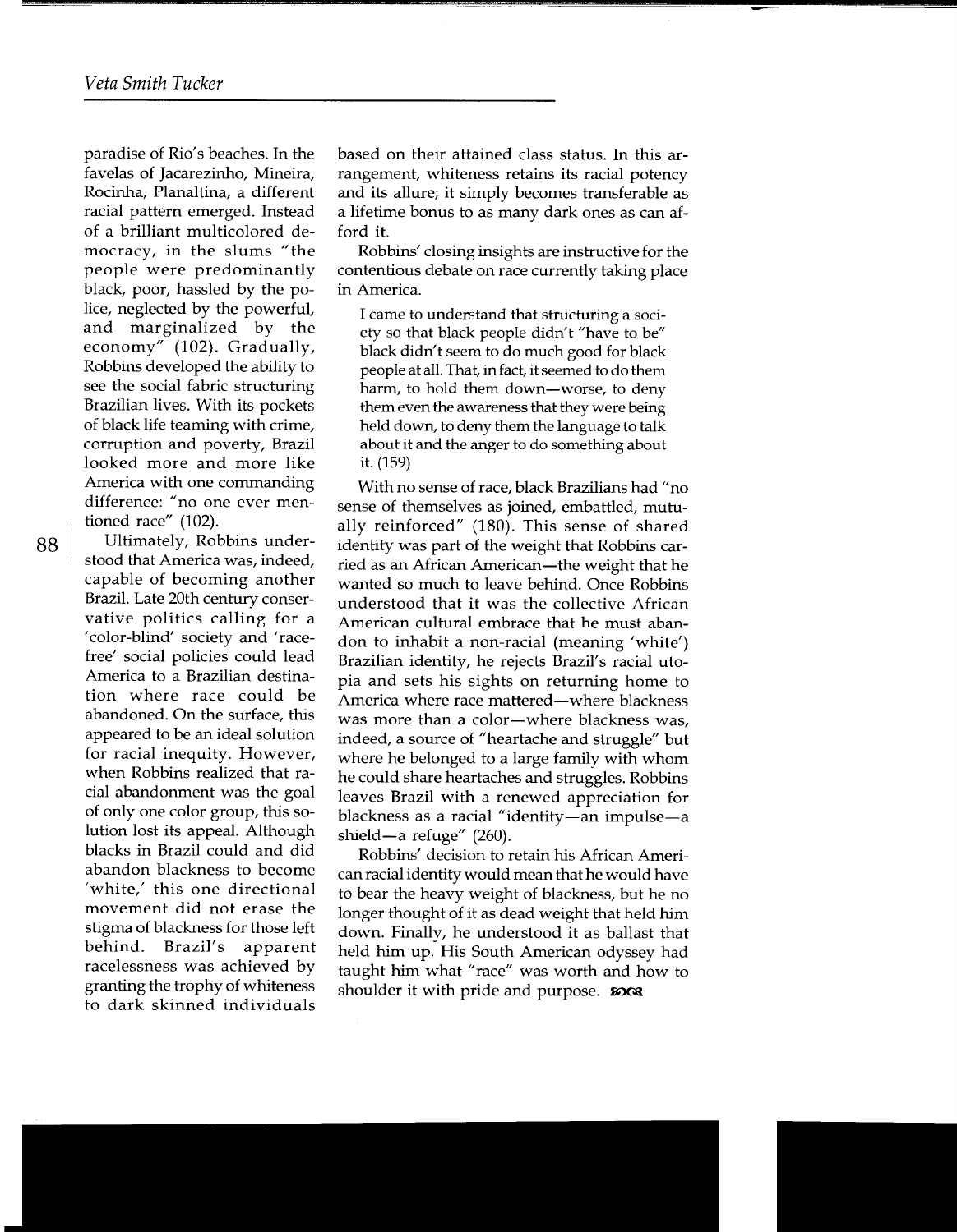paradise of Rio's beaches. In the favelas of Jacarezinho, Mineira, Rocinha, Planaltina, a different racial pattern emerged. Instead of a brilliant multicolored democracy, in the slums "the people were predominantly black, poor, hassled by the police, neglected by the powerful, and marginalized by the economy" (102). Gradually, Robbins developed the ability to see the social fabric structuring Brazilian lives. With its pockets of black life teaming with crime, corruption and poverty, Brazil looked more and more like America with one commanding difference: "no one ever mentioned race" (102).

Ultimately, Robbins understood that America was, indeed, capable of becoming another Brazil. Late 20th century conservative politics calling for a 'color-blind' society and 'race-free' social policies could lead America to a Brazilian destination where race could be abandoned. On the surface, this appeared to be an ideal solution for racial inequity. However, when Robbins realized that racial abandonment was the goal of only one color group, this solution lost its appeal. Although blacks in Brazil could and did abandon blackness to become 'white,' this one directional movement did not erase the stigma of blackness for those left behind. Brazil's apparent racelessness was achieved by granting the trophy of whiteness to dark skinned individuals based on their attained class status. In this arrangement, whiteness retains its racial potency and its allure; it simply becomes transferable as a lifetime bonus to as many dark ones as can afford it.

Robbins' closing insights are instructive for the contentious debate on race currently taking place in America.

> I came to understand that structuring a society so that black people didn't "have to be" black didn't seem to do much good for black people at all. That, in fact, it seemed to do them harm, to hold them down—worse, to deny them even the awareness that they were being held down, to deny them the language to talk about it and the anger to do something about it. (159)

With no sense of race, black Brazilians had "no sense of themselves as joined, embattled, mutually reinforced" (180). This sense of shared identity was part of the weight that Robbins carried as an African American—the weight that he wanted so much to leave behind. Once Robbins understood that it was the collective African American cultural embrace that he must abandon to inhabit a non-racial (meaning 'white') Brazilian identity, he rejects Brazil's racial utopia and sets his sights on returning home to America where race mattered—where blackness was more than a color—where blackness was, indeed, a source of "heartache and struggle" but where he belonged to a large family with whom he could share heartaches and struggles. Robbins leaves Brazil with a renewed appreciation for blackness as a racial "identity—an impulse—a shield—a refuge" (260).

Robbins' decision to retain his African American racial identity would mean that he would have to bear the heavy weight of blackness, but he no longer thought of it as dead weight that held him down. Finally, he understood it as ballast that held him up. His South American odyssey had taught him what "race" was worth and how to shoulder it with pride and purpose.